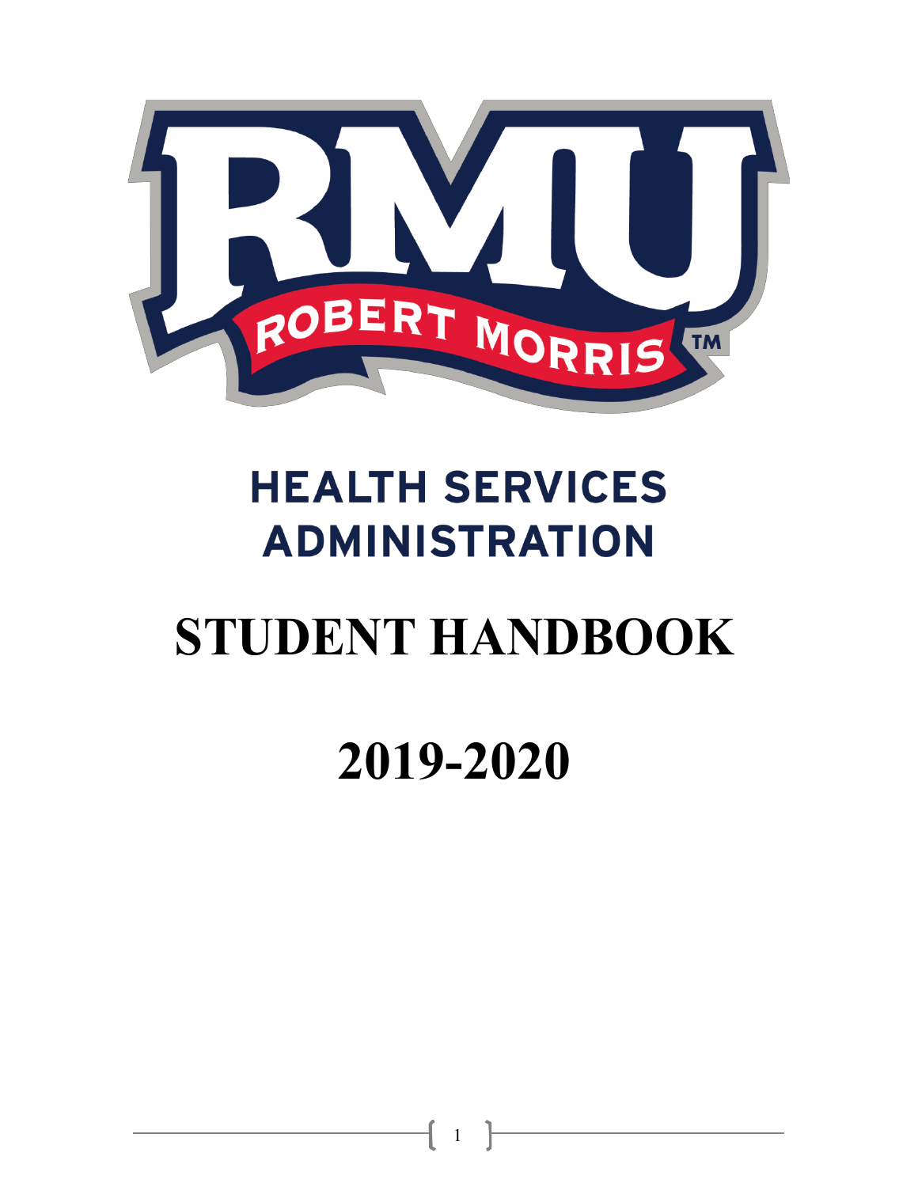# HEALTH SERVICES ADMINISTRATION

# STUDENT HANDBOOK

# 2019-2020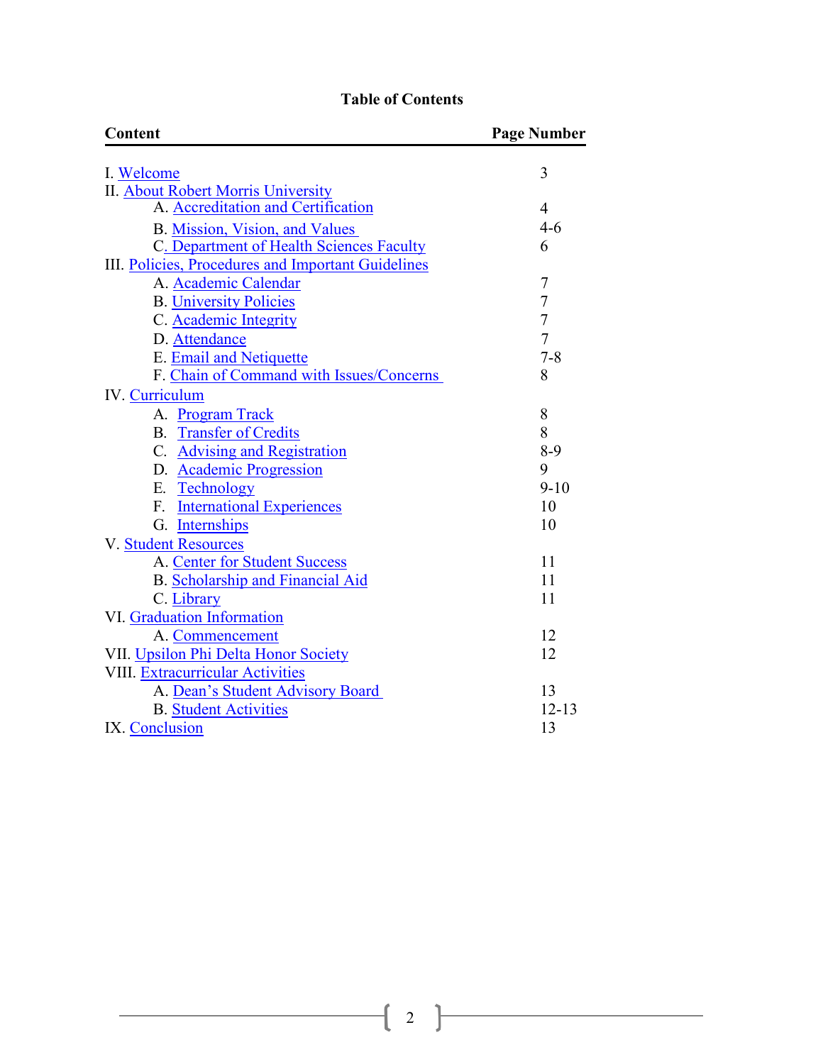# Table of Contents

| Content | Page Number |
|---|---|
| I. Welcome | 3 |
| II. About Robert Morris University | |
| A. Accreditation and Certification | 4 |
| B. Mission, Vision, and Values | 4-6 |
| C. Department of Health Sciences Faculty | 6 |
| III. Policies, Procedures and Important Guidelines | |
| A. Academic Calendar | 7 |
| B. University Policies | 7 |
| C. Academic Integrity | 7 |
| D. Attendance | 7 |
| E. Email and Netiquette | 7-8 |
| F. Chain of Command with Issues/Concerns | 8 |
| IV. Curriculum | |
| A. Program Track | 8 |
| B. Transfer of Credits | 8 |
| C. Advising and Registration | 8-9 |
| D. Academic Progression | 9 |
| E. Technology | 9-10 |
| F. International Experiences | 10 |
| G. Internships | 10 |
| V. Student Resources | |
| A. Center for Student Success | 11 |
| B. Scholarship and Financial Aid | 11 |
| C. Library | 11 |
| VI. Graduation Information | |
| A. Commencement | 12 |
| VII. Upsilon Phi Delta Honor Society | 12 |
| VIII. Extracurricular Activities | |
| A. Dean's Student Advisory Board | 13 |
| B. Student Activities | 12-13 |
| IX. Conclusion | 13 |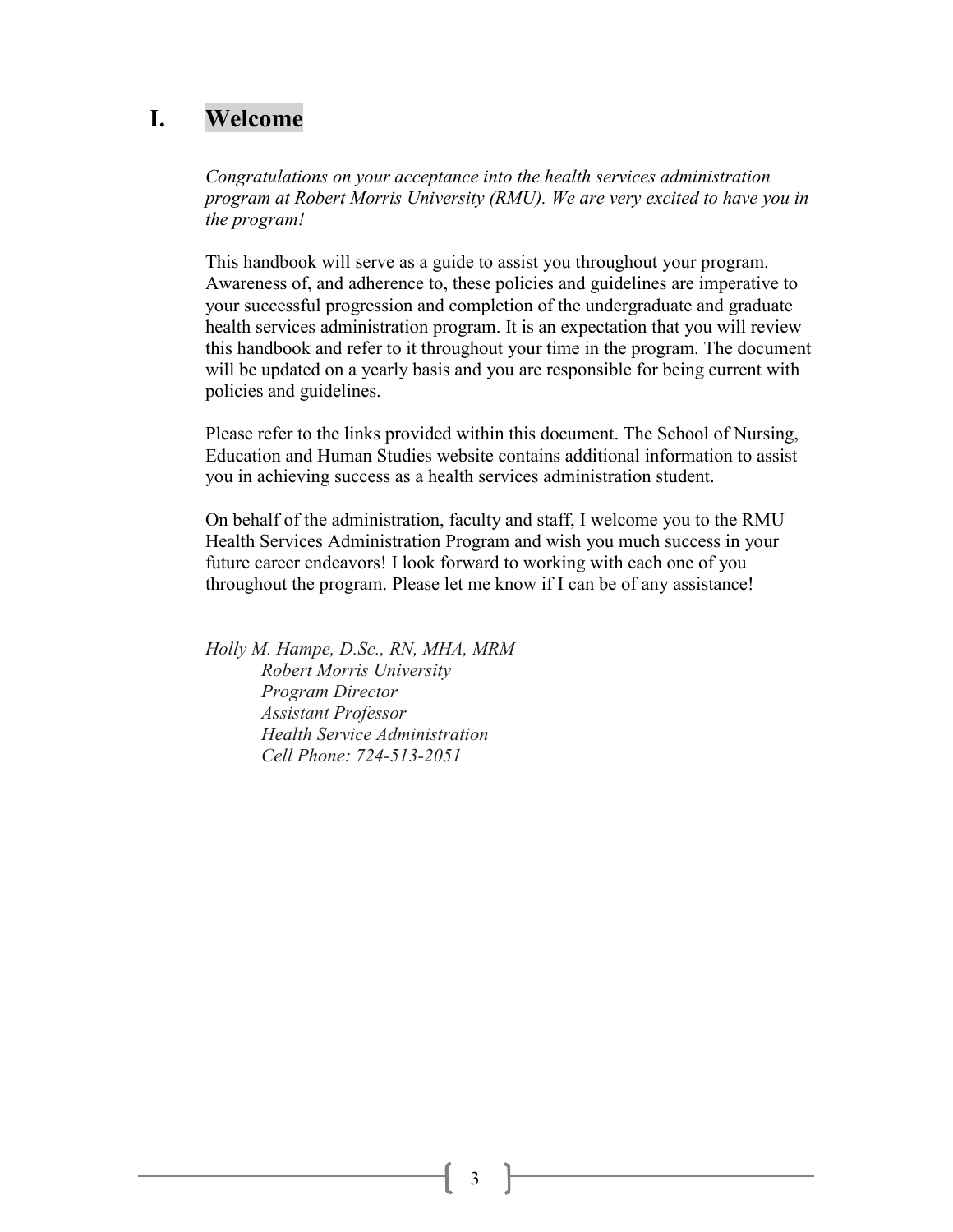# I. Welcome

*Congratulations on your acceptance into the health services administration program at Robert Morris University (RMU). We are very excited to have you in the program!*

This handbook will serve as a guide to assist you throughout your program. Awareness of, and adherence to, these policies and guidelines are imperative to your successful progression and completion of the undergraduate and graduate health services administration program. It is an expectation that you will review this handbook and refer to it throughout your time in the program. The document will be updated on a yearly basis and you are responsible for being current with policies and guidelines.

Please refer to the links provided within this document. The School of Nursing, Education and Human Studies website contains additional information to assist you in achieving success as a health services administration student.

On behalf of the administration, faculty and staff, I welcome you to the RMU Health Services Administration Program and wish you much success in your future career endeavors! I look forward to working with each one of you throughout the program. Please let me know if I can be of any assistance!

*Holly M. Hampe, D.Sc., RN, MHA, MRM*
*Robert Morris University*
*Program Director*
*Assistant Professor*
*Health Service Administration*
*Cell Phone: 724-513-2051*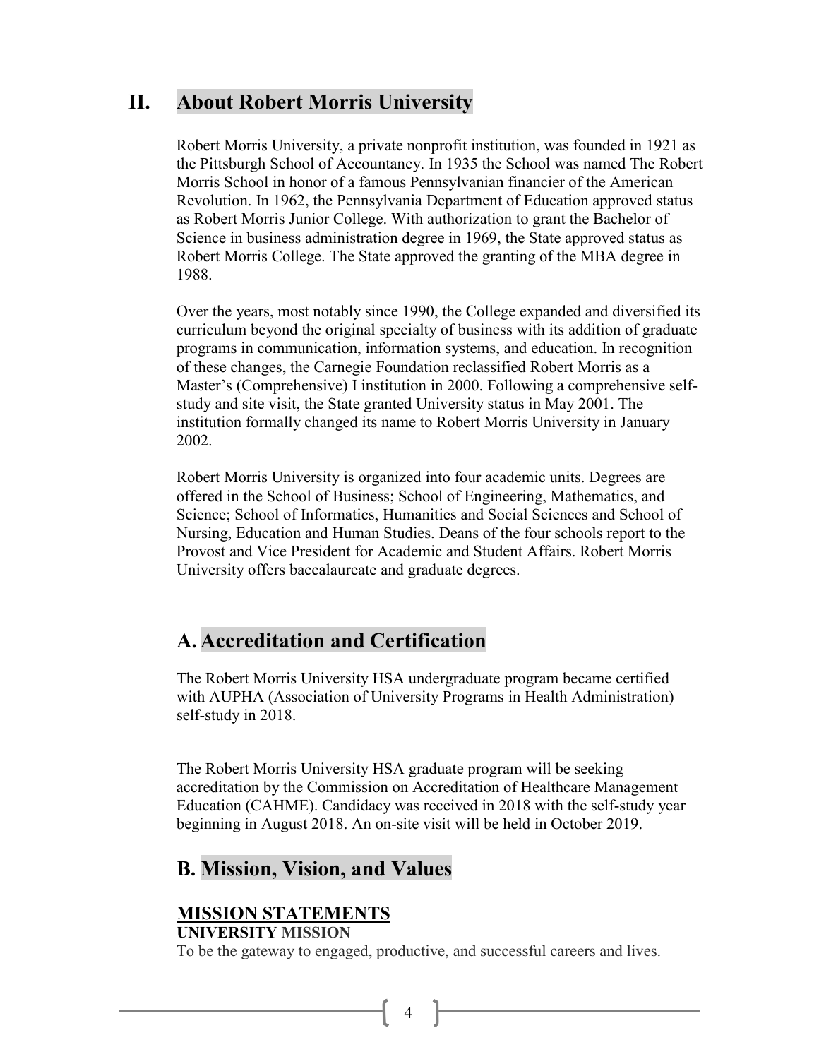# II. About Robert Morris University

Robert Morris University, a private nonprofit institution, was founded in 1921 as the Pittsburgh School of Accountancy. In 1935 the School was named The Robert Morris School in honor of a famous Pennsylvanian financier of the American Revolution. In 1962, the Pennsylvania Department of Education approved status as Robert Morris Junior College. With authorization to grant the Bachelor of Science in business administration degree in 1969, the State approved status as Robert Morris College. The State approved the granting of the MBA degree in 1988.

Over the years, most notably since 1990, the College expanded and diversified its curriculum beyond the original specialty of business with its addition of graduate programs in communication, information systems, and education. In recognition of these changes, the Carnegie Foundation reclassified Robert Morris as a Master's (Comprehensive) I institution in 2000. Following a comprehensive self-study and site visit, the State granted University status in May 2001. The institution formally changed its name to Robert Morris University in January 2002.

Robert Morris University is organized into four academic units. Degrees are offered in the School of Business; School of Engineering, Mathematics, and Science; School of Informatics, Humanities and Social Sciences and School of Nursing, Education and Human Studies. Deans of the four schools report to the Provost and Vice President for Academic and Student Affairs. Robert Morris University offers baccalaureate and graduate degrees.

## A. Accreditation and Certification

The Robert Morris University HSA undergraduate program became certified with AUPHA (Association of University Programs in Health Administration) self-study in 2018.

The Robert Morris University HSA graduate program will be seeking accreditation by the Commission on Accreditation of Healthcare Management Education (CAHME). Candidacy was received in 2018 with the self-study year beginning in August 2018. An on-site visit will be held in October 2019.

## B. Mission, Vision, and Values

### MISSION STATEMENTS

**UNIVERSITY MISSION**

To be the gateway to engaged, productive, and successful careers and lives.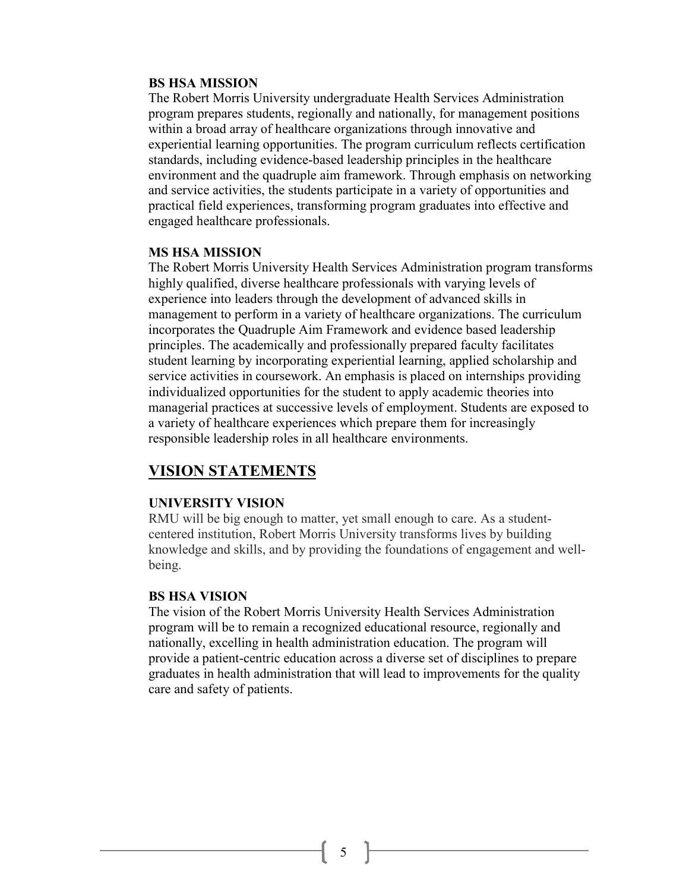### BS HSA MISSION

The Robert Morris University undergraduate Health Services Administration program prepares students, regionally and nationally, for management positions within a broad array of healthcare organizations through innovative and experiential learning opportunities. The program curriculum reflects certification standards, including evidence-based leadership principles in the healthcare environment and the quadruple aim framework. Through emphasis on networking and service activities, the students participate in a variety of opportunities and practical field experiences, transforming program graduates into effective and engaged healthcare professionals.

### MS HSA MISSION

The Robert Morris University Health Services Administration program transforms highly qualified, diverse healthcare professionals with varying levels of experience into leaders through the development of advanced skills in management to perform in a variety of healthcare organizations. The curriculum incorporates the Quadruple Aim Framework and evidence based leadership principles. The academically and professionally prepared faculty facilitates student learning by incorporating experiential learning, applied scholarship and service activities in coursework. An emphasis is placed on internships providing individualized opportunities for the student to apply academic theories into managerial practices at successive levels of employment. Students are exposed to a variety of healthcare experiences which prepare them for increasingly responsible leadership roles in all healthcare environments.

## VISION STATEMENTS

### UNIVERSITY VISION

RMU will be big enough to matter, yet small enough to care. As a student-centered institution, Robert Morris University transforms lives by building knowledge and skills, and by providing the foundations of engagement and well-being.

### BS HSA VISION

The vision of the Robert Morris University Health Services Administration program will be to remain a recognized educational resource, regionally and nationally, excelling in health administration education. The program will provide a patient-centric education across a diverse set of disciplines to prepare graduates in health administration that will lead to improvements for the quality care and safety of patients.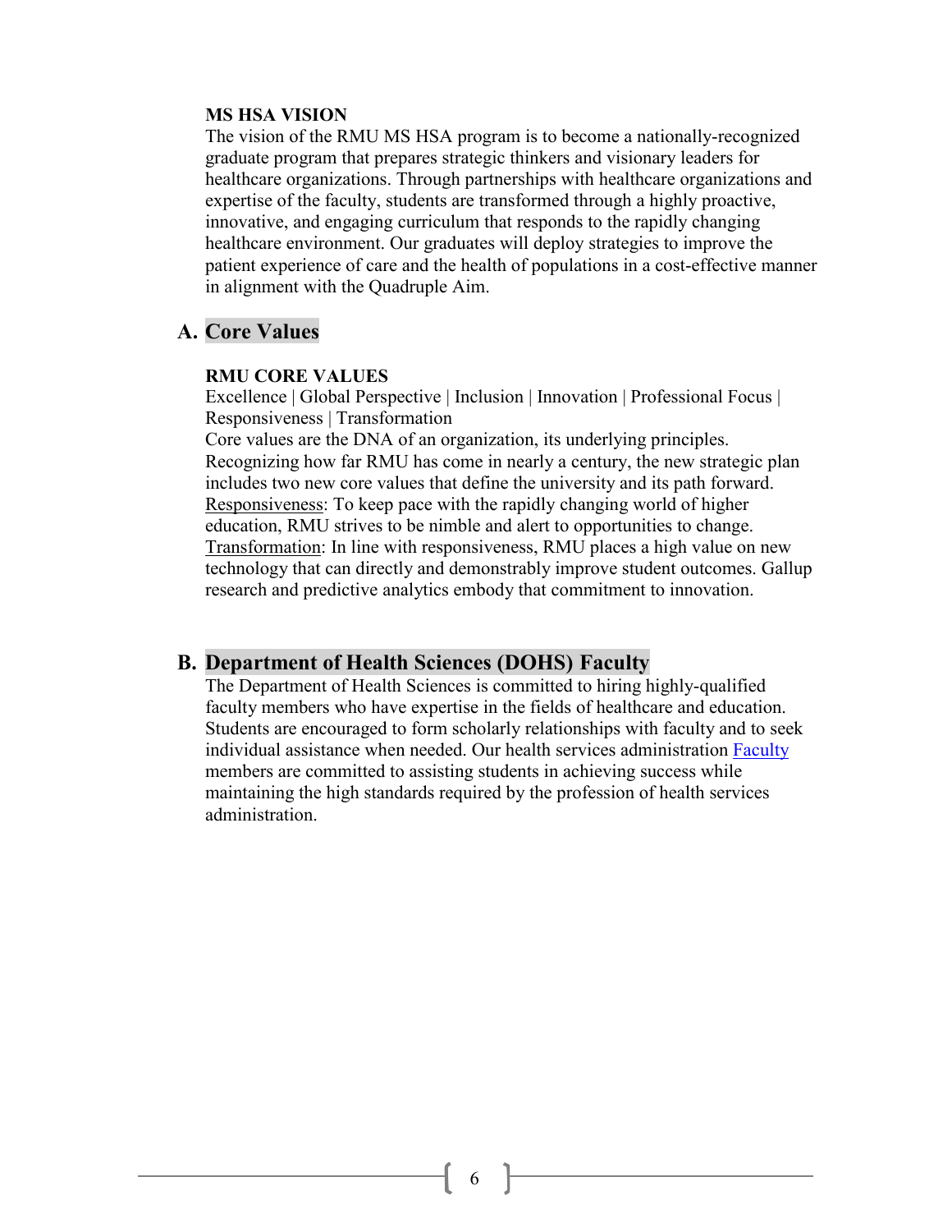**MS HSA VISION**

The vision of the RMU MS HSA program is to become a nationally-recognized graduate program that prepares strategic thinkers and visionary leaders for healthcare organizations. Through partnerships with healthcare organizations and expertise of the faculty, students are transformed through a highly proactive, innovative, and engaging curriculum that responds to the rapidly changing healthcare environment. Our graduates will deploy strategies to improve the patient experience of care and the health of populations in a cost-effective manner in alignment with the Quadruple Aim.

## A. Core Values

**RMU CORE VALUES**

Excellence | Global Perspective | Inclusion | Innovation | Professional Focus | Responsiveness | Transformation

Core values are the DNA of an organization, its underlying principles. Recognizing how far RMU has come in nearly a century, the new strategic plan includes two new core values that define the university and its path forward.

Responsiveness: To keep pace with the rapidly changing world of higher education, RMU strives to be nimble and alert to opportunities to change.

Transformation: In line with responsiveness, RMU places a high value on new technology that can directly and demonstrably improve student outcomes. Gallup research and predictive analytics embody that commitment to innovation.

## B. Department of Health Sciences (DOHS) Faculty

The Department of Health Sciences is committed to hiring highly-qualified faculty members who have expertise in the fields of healthcare and education. Students are encouraged to form scholarly relationships with faculty and to seek individual assistance when needed. Our health services administration Faculty members are committed to assisting students in achieving success while maintaining the high standards required by the profession of health services administration.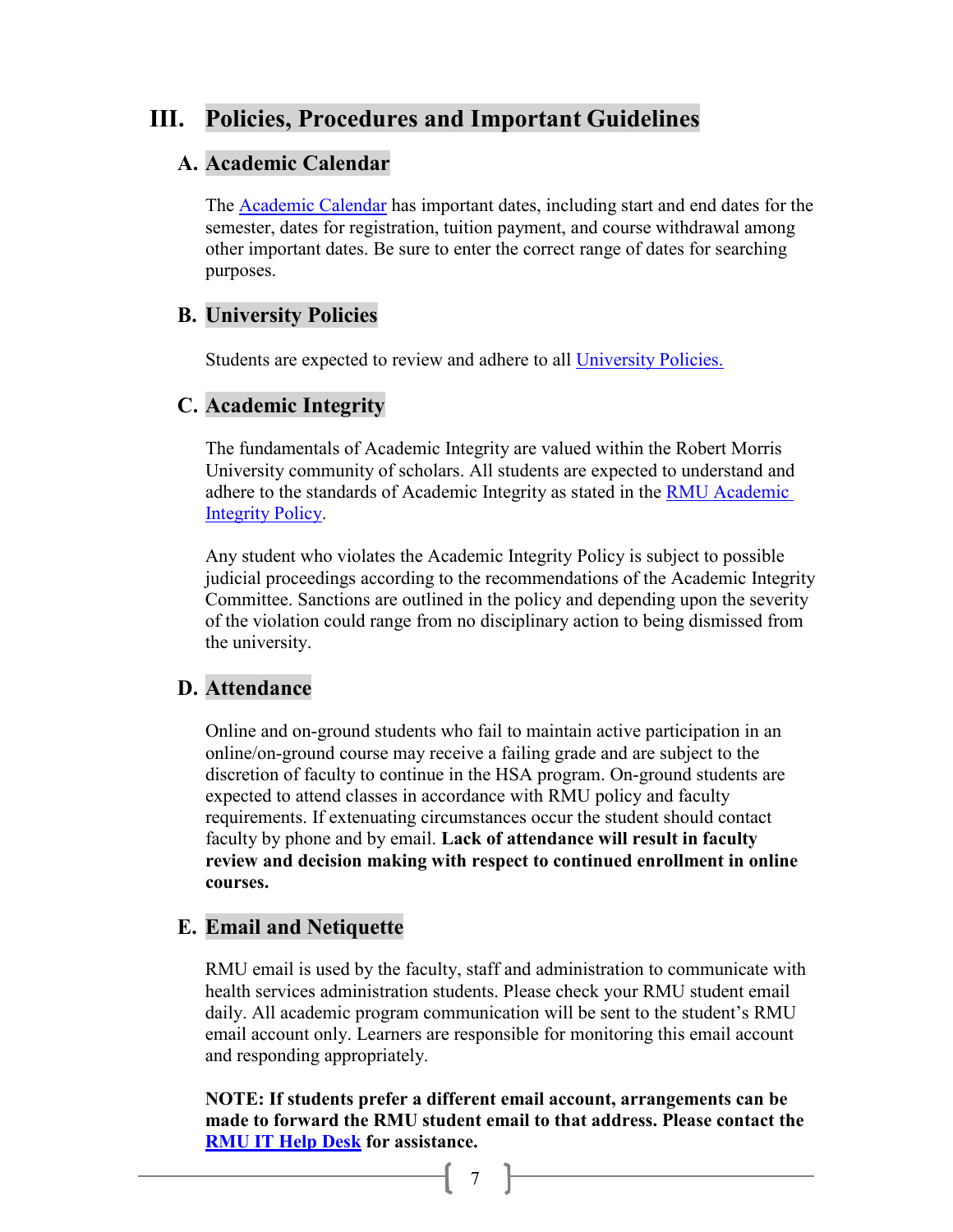# III. Policies, Procedures and Important Guidelines

## A. Academic Calendar

The Academic Calendar has important dates, including start and end dates for the semester, dates for registration, tuition payment, and course withdrawal among other important dates. Be sure to enter the correct range of dates for searching purposes.

## B. University Policies

Students are expected to review and adhere to all University Policies.

## C. Academic Integrity

The fundamentals of Academic Integrity are valued within the Robert Morris University community of scholars. All students are expected to understand and adhere to the standards of Academic Integrity as stated in the RMU Academic Integrity Policy.

Any student who violates the Academic Integrity Policy is subject to possible judicial proceedings according to the recommendations of the Academic Integrity Committee. Sanctions are outlined in the policy and depending upon the severity of the violation could range from no disciplinary action to being dismissed from the university.

## D. Attendance

Online and on-ground students who fail to maintain active participation in an online/on-ground course may receive a failing grade and are subject to the discretion of faculty to continue in the HSA program. On-ground students are expected to attend classes in accordance with RMU policy and faculty requirements. If extenuating circumstances occur the student should contact faculty by phone and by email. **Lack of attendance will result in faculty review and decision making with respect to continued enrollment in online courses.**

## E. Email and Netiquette

RMU email is used by the faculty, staff and administration to communicate with health services administration students. Please check your RMU student email daily. All academic program communication will be sent to the student's RMU email account only. Learners are responsible for monitoring this email account and responding appropriately.

**NOTE: If students prefer a different email account, arrangements can be made to forward the RMU student email to that address. Please contact the RMU IT Help Desk for assistance.**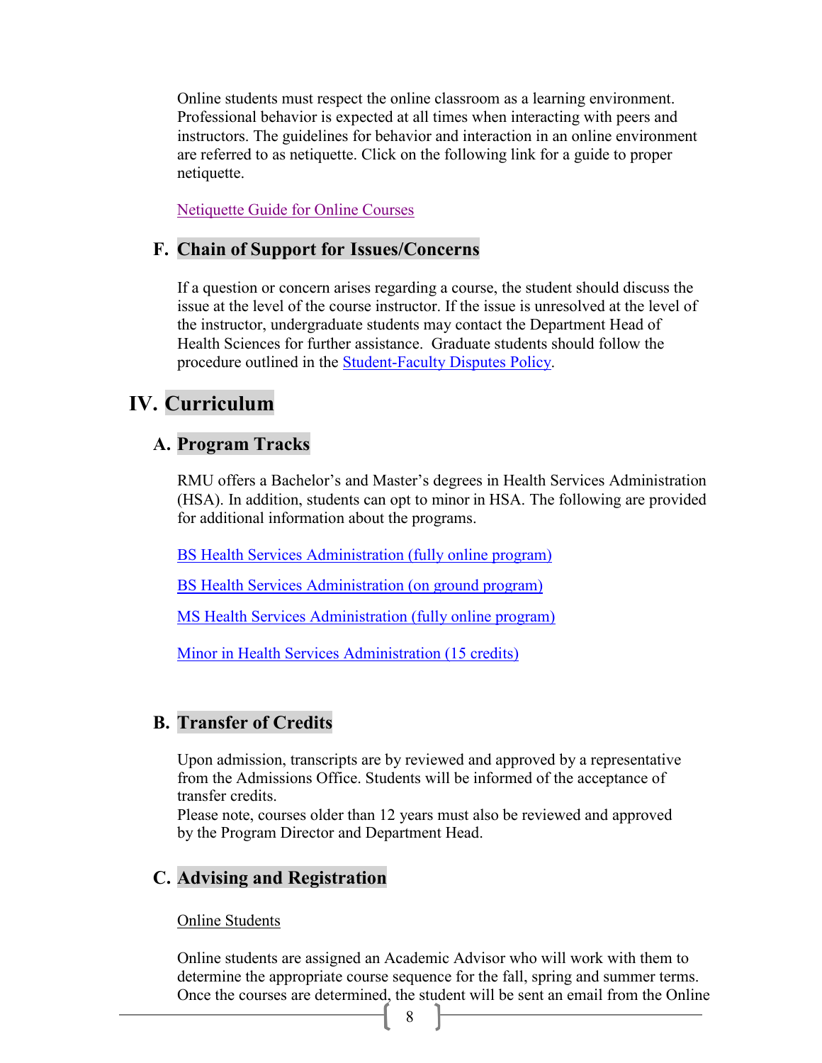Online students must respect the online classroom as a learning environment. Professional behavior is expected at all times when interacting with peers and instructors. The guidelines for behavior and interaction in an online environment are referred to as netiquette. Click on the following link for a guide to proper netiquette.

Netiquette Guide for Online Courses

### F. Chain of Support for Issues/Concerns

If a question or concern arises regarding a course, the student should discuss the issue at the level of the course instructor. If the issue is unresolved at the level of the instructor, undergraduate students may contact the Department Head of Health Sciences for further assistance. Graduate students should follow the procedure outlined in the Student-Faculty Disputes Policy.

## IV. Curriculum

### A. Program Tracks

RMU offers a Bachelor's and Master's degrees in Health Services Administration (HSA). In addition, students can opt to minor in HSA. The following are provided for additional information about the programs.

BS Health Services Administration (fully online program)

BS Health Services Administration (on ground program)

MS Health Services Administration (fully online program)

Minor in Health Services Administration (15 credits)

### B. Transfer of Credits

Upon admission, transcripts are by reviewed and approved by a representative from the Admissions Office. Students will be informed of the acceptance of transfer credits.
Please note, courses older than 12 years must also be reviewed and approved by the Program Director and Department Head.

### C. Advising and Registration

Online Students

Online students are assigned an Academic Advisor who will work with them to determine the appropriate course sequence for the fall, spring and summer terms. Once the courses are determined, the student will be sent an email from the Online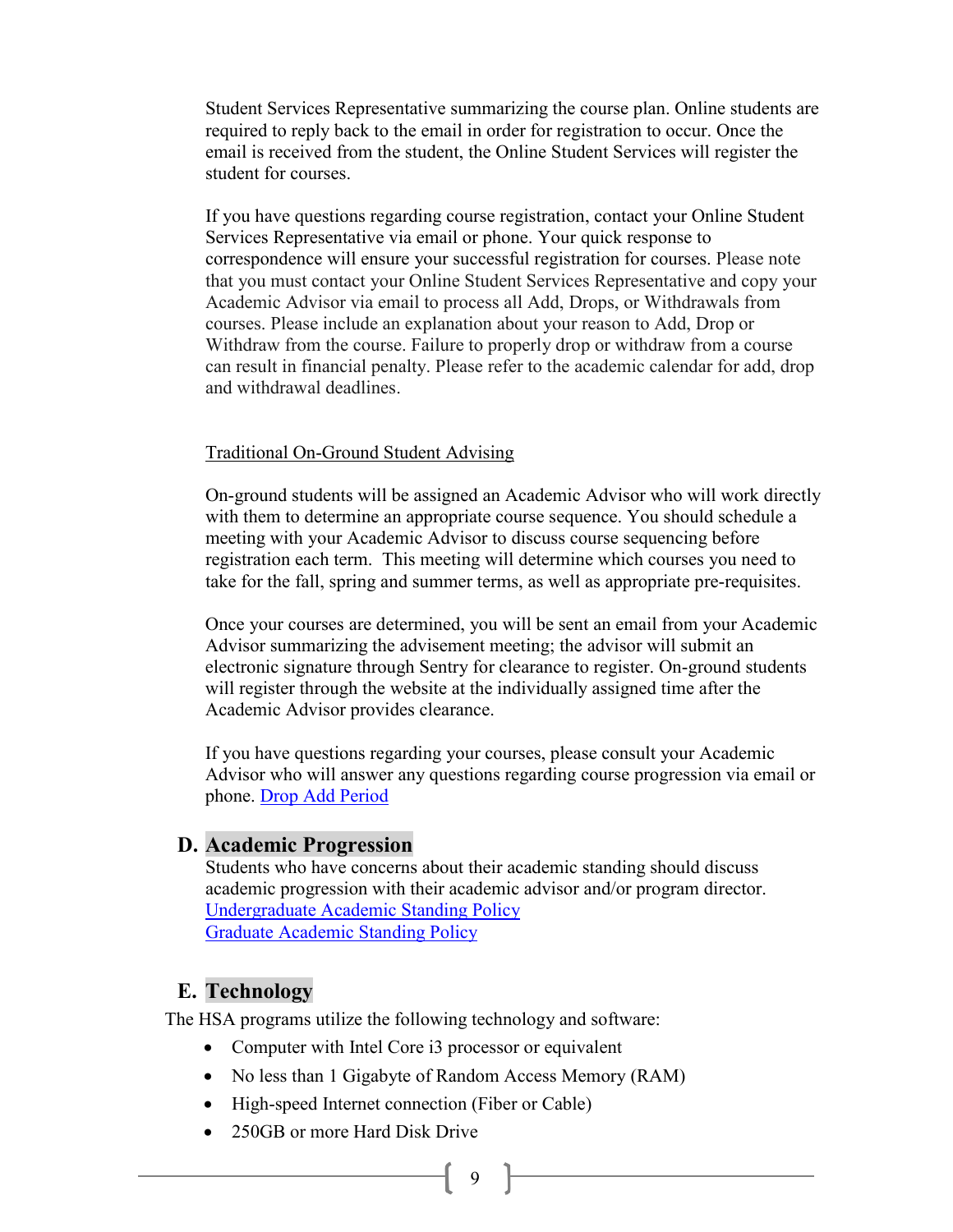Student Services Representative summarizing the course plan. Online students are required to reply back to the email in order for registration to occur. Once the email is received from the student, the Online Student Services will register the student for courses.

If you have questions regarding course registration, contact your Online Student Services Representative via email or phone. Your quick response to correspondence will ensure your successful registration for courses. Please note that you must contact your Online Student Services Representative and copy your Academic Advisor via email to process all Add, Drops, or Withdrawals from courses. Please include an explanation about your reason to Add, Drop or Withdraw from the course. Failure to properly drop or withdraw from a course can result in financial penalty. Please refer to the academic calendar for add, drop and withdrawal deadlines.

Traditional On-Ground Student Advising

On-ground students will be assigned an Academic Advisor who will work directly with them to determine an appropriate course sequence. You should schedule a meeting with your Academic Advisor to discuss course sequencing before registration each term. This meeting will determine which courses you need to take for the fall, spring and summer terms, as well as appropriate pre-requisites.

Once your courses are determined, you will be sent an email from your Academic Advisor summarizing the advisement meeting; the advisor will submit an electronic signature through Sentry for clearance to register. On-ground students will register through the website at the individually assigned time after the Academic Advisor provides clearance.

If you have questions regarding your courses, please consult your Academic Advisor who will answer any questions regarding course progression via email or phone. Drop Add Period

## D. Academic Progression

Students who have concerns about their academic standing should discuss academic progression with their academic advisor and/or program director.
Undergraduate Academic Standing Policy
Graduate Academic Standing Policy

## E. Technology

The HSA programs utilize the following technology and software:

- Computer with Intel Core i3 processor or equivalent
- No less than 1 Gigabyte of Random Access Memory (RAM)
- High-speed Internet connection (Fiber or Cable)
- 250GB or more Hard Disk Drive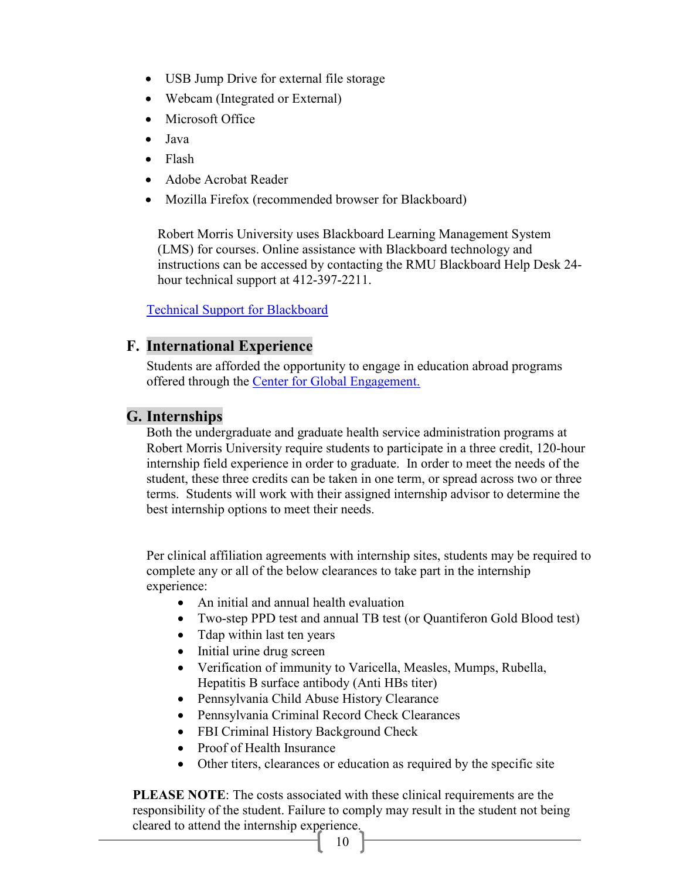- USB Jump Drive for external file storage
- Webcam (Integrated or External)
- Microsoft Office
- Java
- Flash
- Adobe Acrobat Reader
- Mozilla Firefox (recommended browser for Blackboard)

Robert Morris University uses Blackboard Learning Management System (LMS) for courses. Online assistance with Blackboard technology and instructions can be accessed by contacting the RMU Blackboard Help Desk 24-hour technical support at 412-397-2211.

[Technical Support for Blackboard]

## F. International Experience

Students are afforded the opportunity to engage in education abroad programs offered through the [Center for Global Engagement.]

## G. Internships

Both the undergraduate and graduate health service administration programs at Robert Morris University require students to participate in a three credit, 120-hour internship field experience in order to graduate. In order to meet the needs of the student, these three credits can be taken in one term, or spread across two or three terms. Students will work with their assigned internship advisor to determine the best internship options to meet their needs.

Per clinical affiliation agreements with internship sites, students may be required to complete any or all of the below clearances to take part in the internship experience:

- An initial and annual health evaluation
- Two-step PPD test and annual TB test (or Quantiferon Gold Blood test)
- Tdap within last ten years
- Initial urine drug screen
- Verification of immunity to Varicella, Measles, Mumps, Rubella, Hepatitis B surface antibody (Anti HBs titer)
- Pennsylvania Child Abuse History Clearance
- Pennsylvania Criminal Record Check Clearances
- FBI Criminal History Background Check
- Proof of Health Insurance
- Other titers, clearances or education as required by the specific site

**PLEASE NOTE**: The costs associated with these clinical requirements are the responsibility of the student. Failure to comply may result in the student not being cleared to attend the internship experience.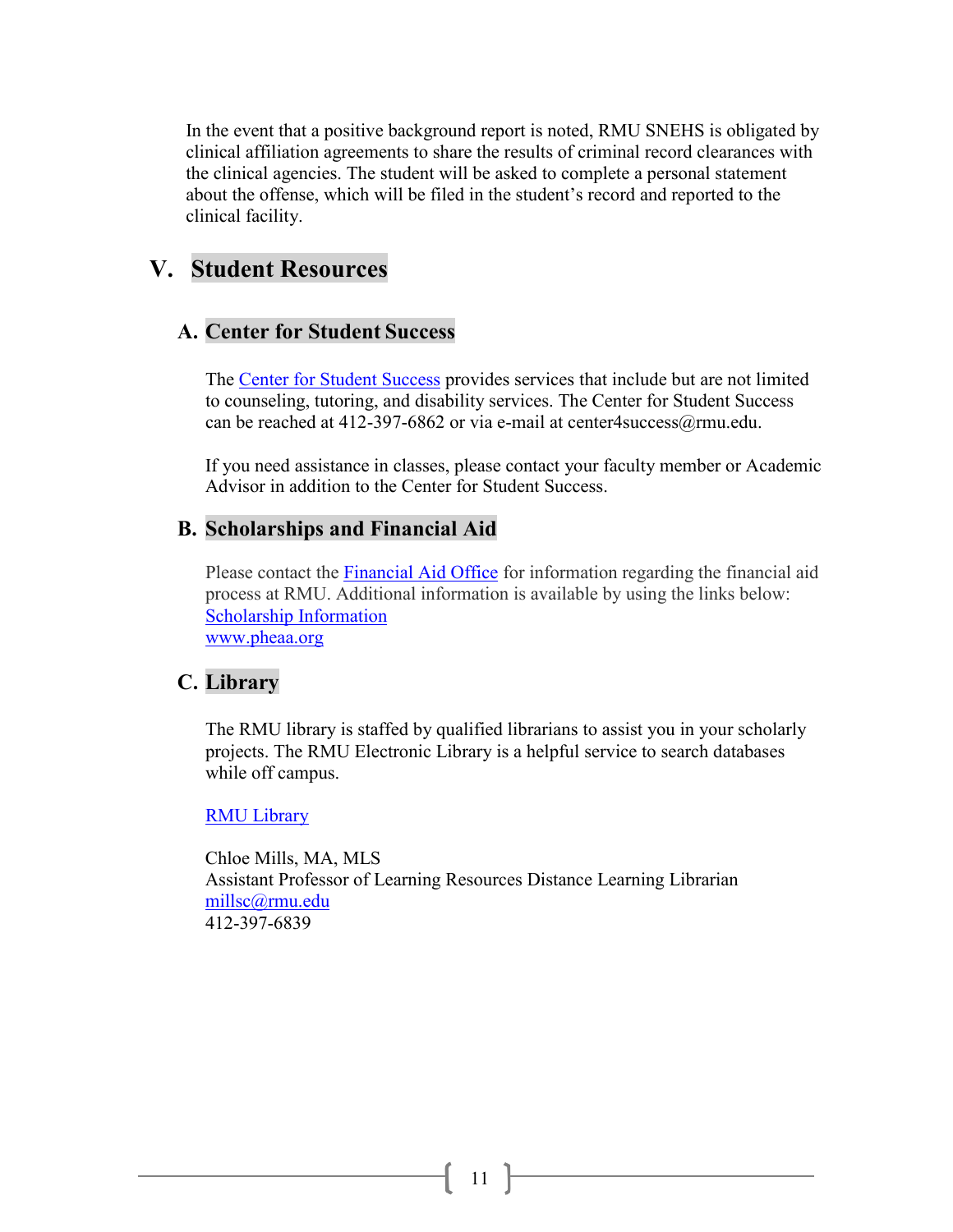In the event that a positive background report is noted, RMU SNEHS is obligated by clinical affiliation agreements to share the results of criminal record clearances with the clinical agencies. The student will be asked to complete a personal statement about the offense, which will be filed in the student's record and reported to the clinical facility.

# V. Student Resources

## A. Center for Student Success

The Center for Student Success provides services that include but are not limited to counseling, tutoring, and disability services. The Center for Student Success can be reached at 412-397-6862 or via e-mail at center4success@rmu.edu.

If you need assistance in classes, please contact your faculty member or Academic Advisor in addition to the Center for Student Success.

## B. Scholarships and Financial Aid

Please contact the Financial Aid Office for information regarding the financial aid process at RMU. Additional information is available by using the links below:
Scholarship Information
www.pheaa.org

## C. Library

The RMU library is staffed by qualified librarians to assist you in your scholarly projects. The RMU Electronic Library is a helpful service to search databases while off campus.

RMU Library

Chloe Mills, MA, MLS
Assistant Professor of Learning Resources Distance Learning Librarian
millsc@rmu.edu
412-397-6839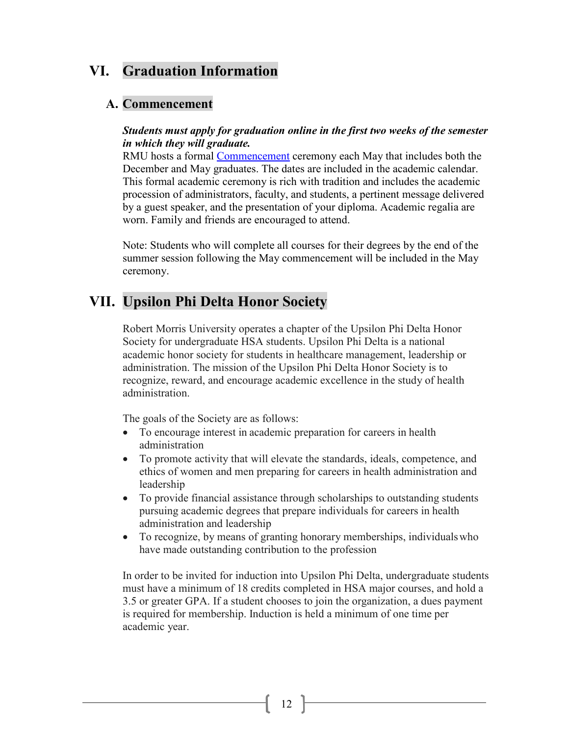# VI. Graduation Information

## A. Commencement

***Students must apply for graduation online in the first two weeks of the semester in which they will graduate.***
RMU hosts a formal Commencement ceremony each May that includes both the December and May graduates. The dates are included in the academic calendar. This formal academic ceremony is rich with tradition and includes the academic procession of administrators, faculty, and students, a pertinent message delivered by a guest speaker, and the presentation of your diploma. Academic regalia are worn. Family and friends are encouraged to attend.

Note: Students who will complete all courses for their degrees by the end of the summer session following the May commencement will be included in the May ceremony.

# VII. Upsilon Phi Delta Honor Society

Robert Morris University operates a chapter of the Upsilon Phi Delta Honor Society for undergraduate HSA students. Upsilon Phi Delta is a national academic honor society for students in healthcare management, leadership or administration. The mission of the Upsilon Phi Delta Honor Society is to recognize, reward, and encourage academic excellence in the study of health administration.

The goals of the Society are as follows:

- To encourage interest in academic preparation for careers in health administration
- To promote activity that will elevate the standards, ideals, competence, and ethics of women and men preparing for careers in health administration and leadership
- To provide financial assistance through scholarships to outstanding students pursuing academic degrees that prepare individuals for careers in health administration and leadership
- To recognize, by means of granting honorary memberships, individuals who have made outstanding contribution to the profession

In order to be invited for induction into Upsilon Phi Delta, undergraduate students must have a minimum of 18 credits completed in HSA major courses, and hold a 3.5 or greater GPA. If a student chooses to join the organization, a dues payment is required for membership. Induction is held a minimum of one time per academic year.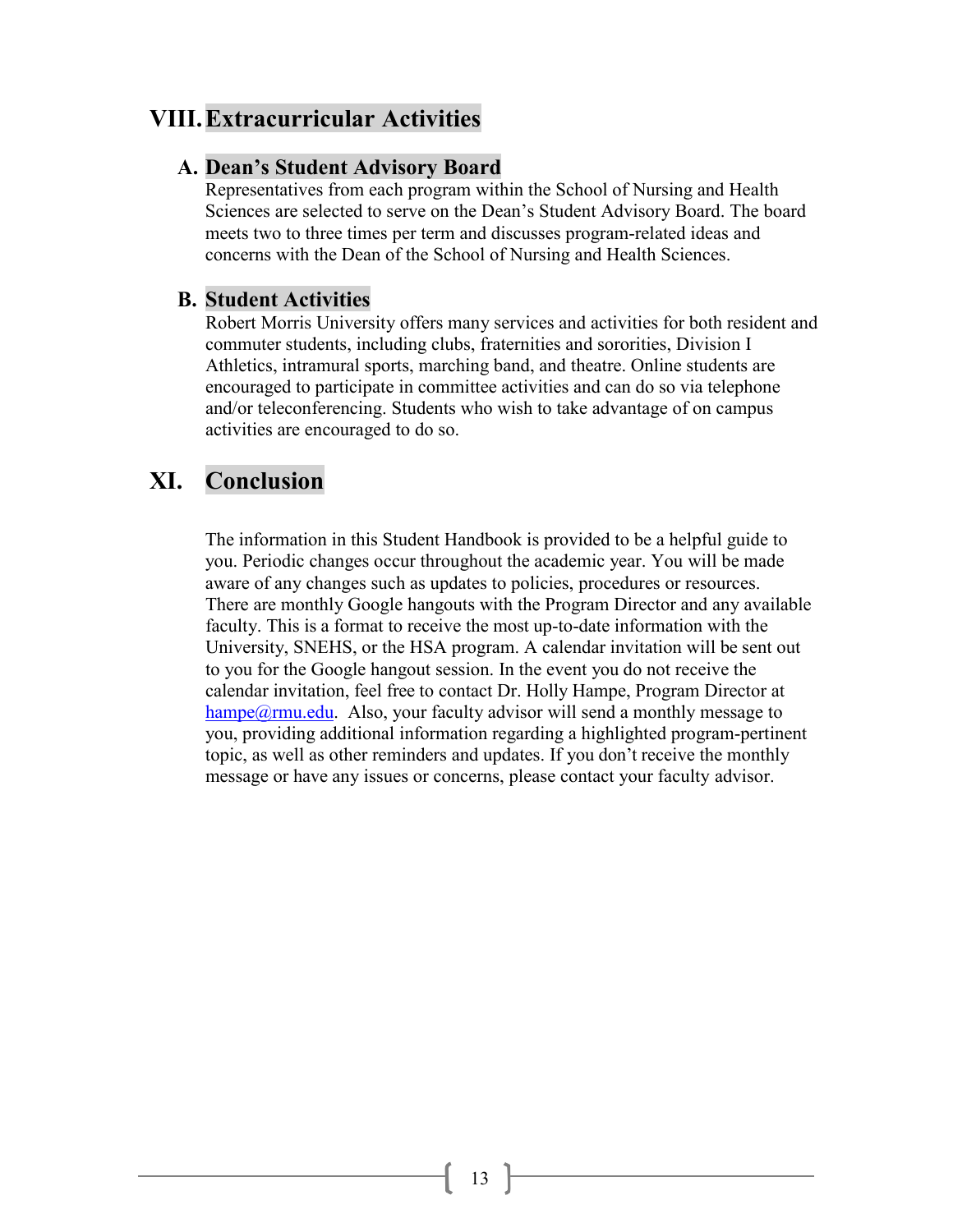# VIII. Extracurricular Activities

## A. Dean's Student Advisory Board

Representatives from each program within the School of Nursing and Health Sciences are selected to serve on the Dean's Student Advisory Board. The board meets two to three times per term and discusses program-related ideas and concerns with the Dean of the School of Nursing and Health Sciences.

## B. Student Activities

Robert Morris University offers many services and activities for both resident and commuter students, including clubs, fraternities and sororities, Division I Athletics, intramural sports, marching band, and theatre. Online students are encouraged to participate in committee activities and can do so via telephone and/or teleconferencing. Students who wish to take advantage of on campus activities are encouraged to do so.

# XI. Conclusion

The information in this Student Handbook is provided to be a helpful guide to you. Periodic changes occur throughout the academic year. You will be made aware of any changes such as updates to policies, procedures or resources. There are monthly Google hangouts with the Program Director and any available faculty. This is a format to receive the most up-to-date information with the University, SNEHS, or the HSA program. A calendar invitation will be sent out to you for the Google hangout session. In the event you do not receive the calendar invitation, feel free to contact Dr. Holly Hampe, Program Director at hampe@rmu.edu. Also, your faculty advisor will send a monthly message to you, providing additional information regarding a highlighted program-pertinent topic, as well as other reminders and updates. If you don't receive the monthly message or have any issues or concerns, please contact your faculty advisor.